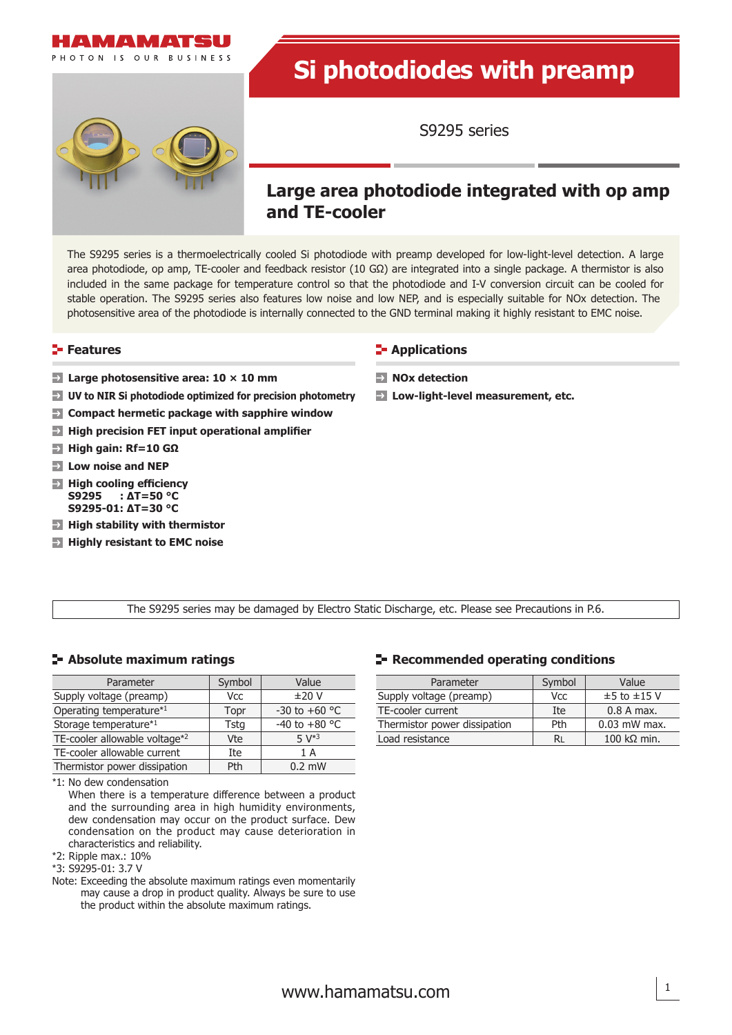HAMAMATSU

PHOTON IS OUR BUSINESS

# Si photodiodes with preamp

S9295 series

## Large area photodiode integrated with op amp and TE-cooler

The S9295 series is a thermoelectrically cooled Si photodiode with preamp developed for low-light-level detection. A large area photodiode, op amp, TE-cooler and feedback resistor (10 GΩ) are integrated into a single package. A thermistor is also included in the same package for temperature control so that the photodiode and I-V conversion circuit can be cooled for stable operation. The S9295 series also features low noise and low NEP, and is especially suitable for NOx detection. The photosensitive area of the photodiode is internally connected to the GND terminal making it highly resistant to EMC noise.

### Features

- **Large photosensitive area: 10 × 10 mm**
- **UV to NIR Si photodiode optimized for precision photometry**
- **Compact hermetic package with sapphire window**
- **High precision FET input operational amplifier**
- **High gain: Rf=10 GΩ**
- **Low noise and NEP**
- **High cooling efficiency**
  **S9295 : ΔT=50 °C**
  **S9295-01: ΔT=30 °C**
- **High stability with thermistor**
- **Highly resistant to EMC noise**

### Applications

- **NOx detection**
- **Low-light-level measurement, etc.**

The S9295 series may be damaged by Electro Static Discharge, etc. Please see Precautions in P.6.

### Absolute maximum ratings

| Parameter | Symbol | Value |
|---|---|---|
| Supply voltage (preamp) | Vcc | ±20 V |
| Operating temperature*1 | Topr | -30 to +60 °C |
| Storage temperature*1 | Tstg | -40 to +80 °C |
| TE-cooler allowable voltage*2 | Vte | 5 V*3 |
| TE-cooler allowable current | Ite | 1 A |
| Thermistor power dissipation | Pth | 0.2 mW |

*1: No dew condensation
When there is a temperature difference between a product and the surrounding area in high humidity environments, dew condensation may occur on the product surface. Dew condensation on the product may cause deterioration in characteristics and reliability.
*2: Ripple max.: 10%
*3: S9295-01: 3.7 V
Note: Exceeding the absolute maximum ratings even momentarily may cause a drop in product quality. Always be sure to use the product within the absolute maximum ratings.

### Recommended operating conditions

| Parameter | Symbol | Value |
|---|---|---|
| Supply voltage (preamp) | Vcc | ±5 to ±15 V |
| TE-cooler current | Ite | 0.8 A max. |
| Thermistor power dissipation | Pth | 0.03 mW max. |
| Load resistance | $R_L$ | 100 kΩ min. |

www.hamamatsu.com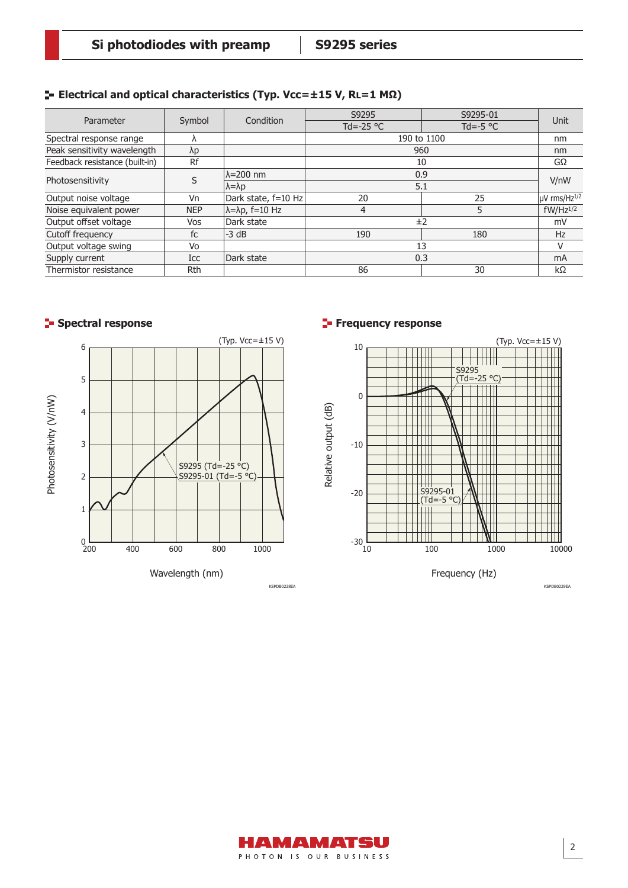## Electrical and optical characteristics (Typ. Vcc=±15 V, RL=1 MΩ)

| Parameter | Symbol | Condition | S9295 | S9295-01 | Unit |
|---|---|---|---|---|---|
| | | | Td=-25 °C | Td=-5 °C | |
| Spectral response range | λ | | 190 to 1100 | | nm |
| Peak sensitivity wavelength | λp | | 960 | | nm |
| Feedback resistance (built-in) | Rf | | 10 | | GΩ |
| Photosensitivity | S | λ=200 nm | 0.9 | | V/nW |
| | | λ=λp | 5.1 | | |
| Output noise voltage | Vn | Dark state, f=10 Hz | 20 | 25 | µV rms/Hz$^{1/2}$ |
| Noise equivalent power | NEP | λ=λp, f=10 Hz | 4 | 5 | fW/Hz$^{1/2}$ |
| Output offset voltage | Vos | Dark state | ±2 | | mV |
| Cutoff frequency | fc | -3 dB | 190 | 180 | Hz |
| Output voltage swing | Vo | | 13 | | V |
| Supply current | Icc | Dark state | 0.3 | | mA |
| Thermistor resistance | Rth | | 86 | 30 | kΩ |

## Spectral response

(Typ. Vcc=±15 V)

Photosensitivity (V/nW) vs. Wavelength (nm)

S9295 (Td=-25 °C)
S9295-01 (Td=-5 °C)

KSPDB0228EA

## Frequency response

(Typ. Vcc=±15 V)

Relative output (dB) vs. Frequency (Hz)

S9295 (Td=-25 °C)
S9295-01 (Td=-5 °C)

KSPDB0229EA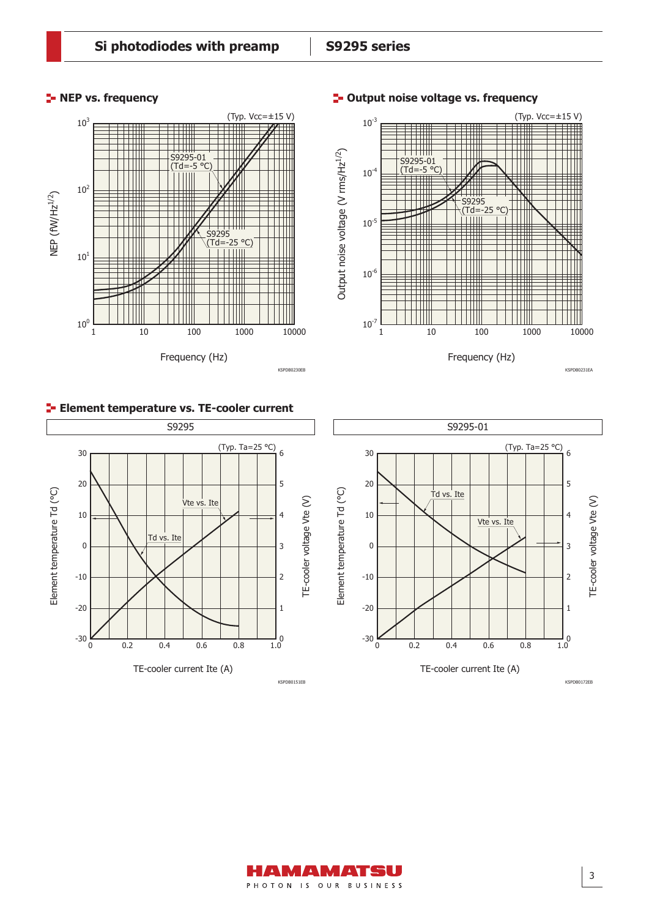## NEP vs. frequency

(Typ. Vcc=±15 V)

NEP (fW/Hz^1/2)

S9295-01 (Td=-5 °C)

S9295 (Td=-25 °C)

Frequency (Hz)

KSPDB0230EB

## Output noise voltage vs. frequency

(Typ. Vcc=±15 V)

Output noise voltage (V rms/Hz^1/2)

S9295-01 (Td=-5 °C)

S9295 (Td=-25 °C)

Frequency (Hz)

KSPDB0231EA

## Element temperature vs. TE-cooler current

### S9295

(Typ. Ta=25 °C)

Element temperature Td (°C)

TE-cooler voltage Vte (V)

Vte vs. Ite

Td vs. Ite

TE-cooler current Ite (A)

KSPDB0151EB

### S9295-01

(Typ. Ta=25 °C)

Element temperature Td (°C)

TE-cooler voltage Vte (V)

Td vs. Ite

Vte vs. Ite

TE-cooler current Ite (A)

KSPDB0172EB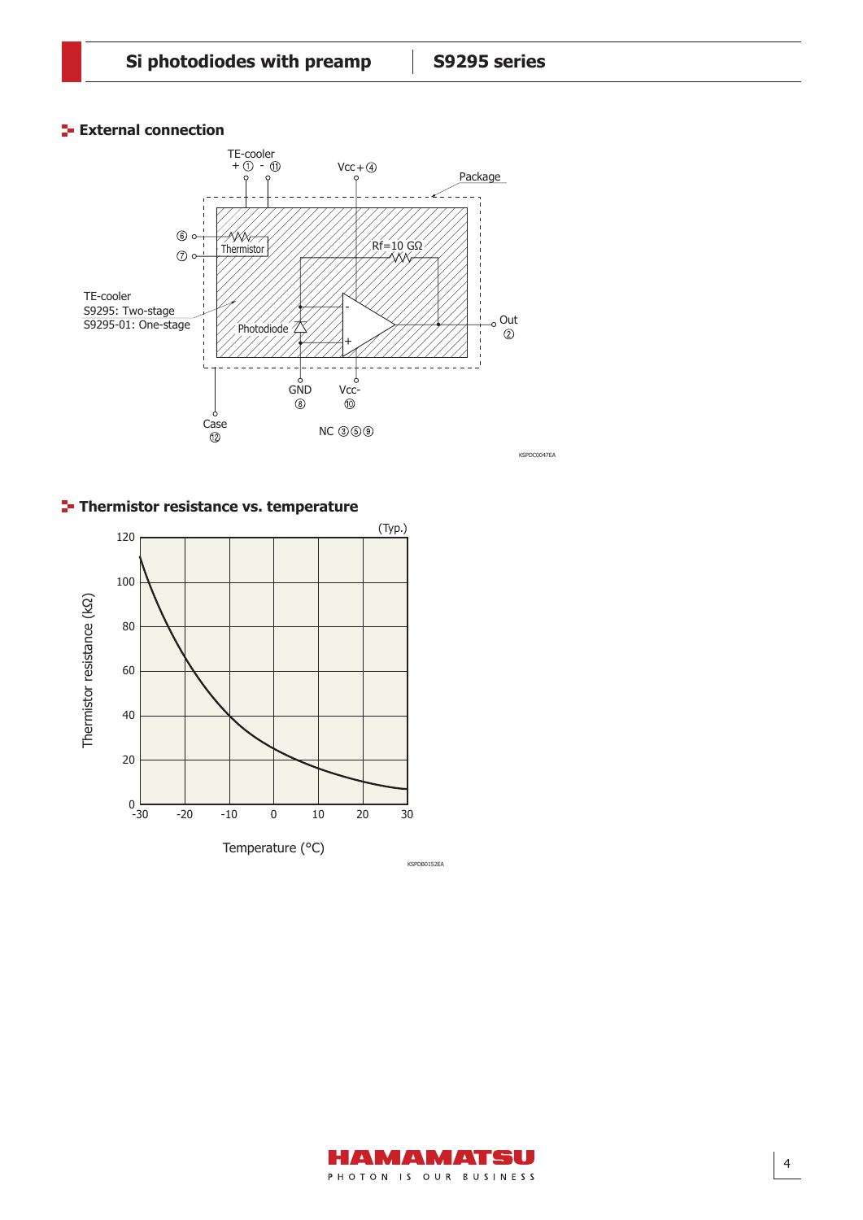## External connection

TE-cooler
+ ① - ⑪

Vcc+④

Package

⑥
⑦

Thermistor

Rf=10 GΩ

TE-cooler
S9295: Two-stage
S9295-01: One-stage

Photodiode

Out
②

GND
⑧

Vcc-
⑩

Case
⑫

NC ③⑤⑨

KSPDC0047EA

## Thermistor resistance vs. temperature

(Typ.)

Thermistor resistance (kΩ)

Temperature (°C)

KSPDB0152EA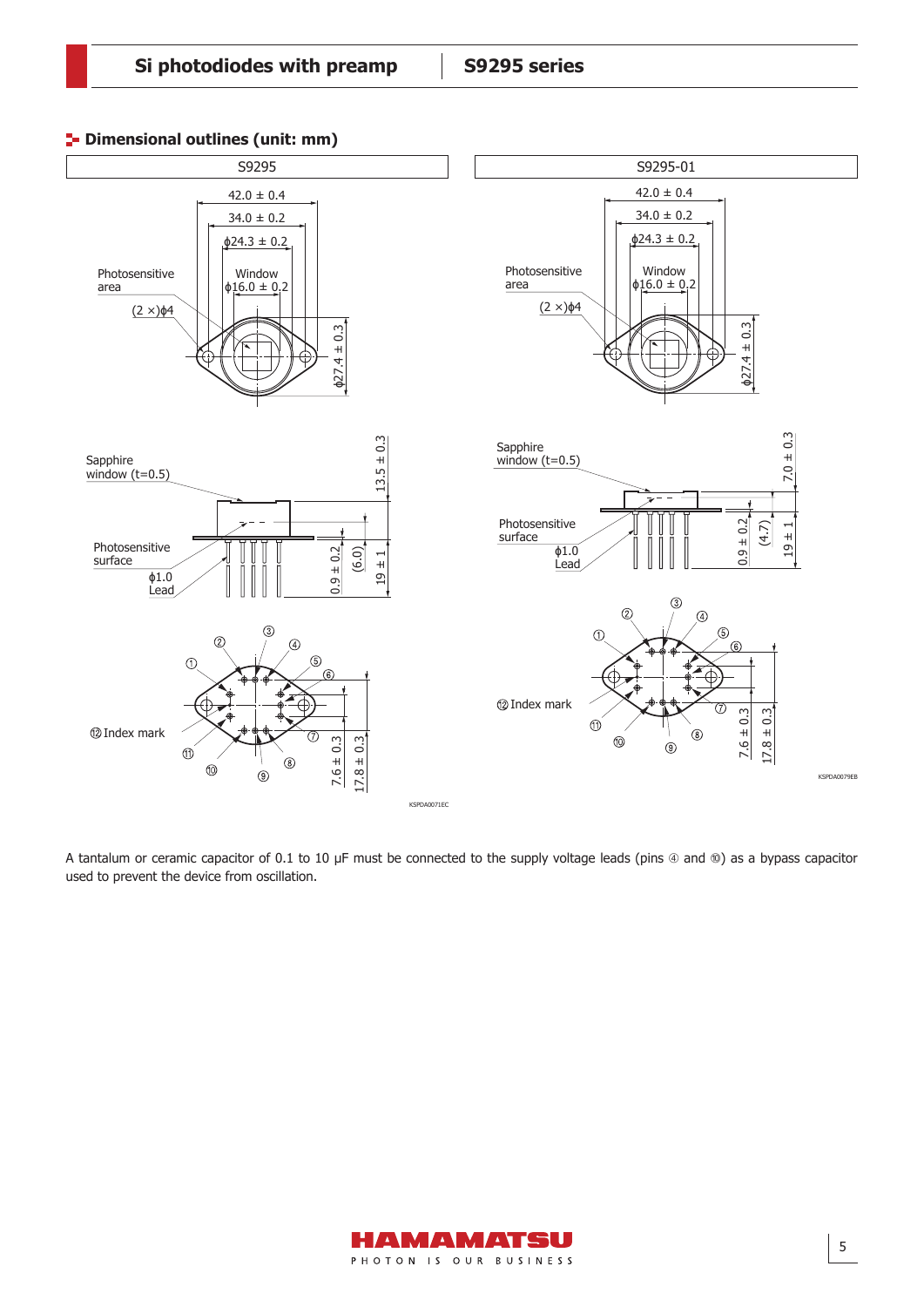## Dimensional outlines (unit: mm)

S9295

S9295-01

A tantalum or ceramic capacitor of 0.1 to 10 μF must be connected to the supply voltage leads (pins ④ and ⑩) as a bypass capacitor used to prevent the device from oscillation.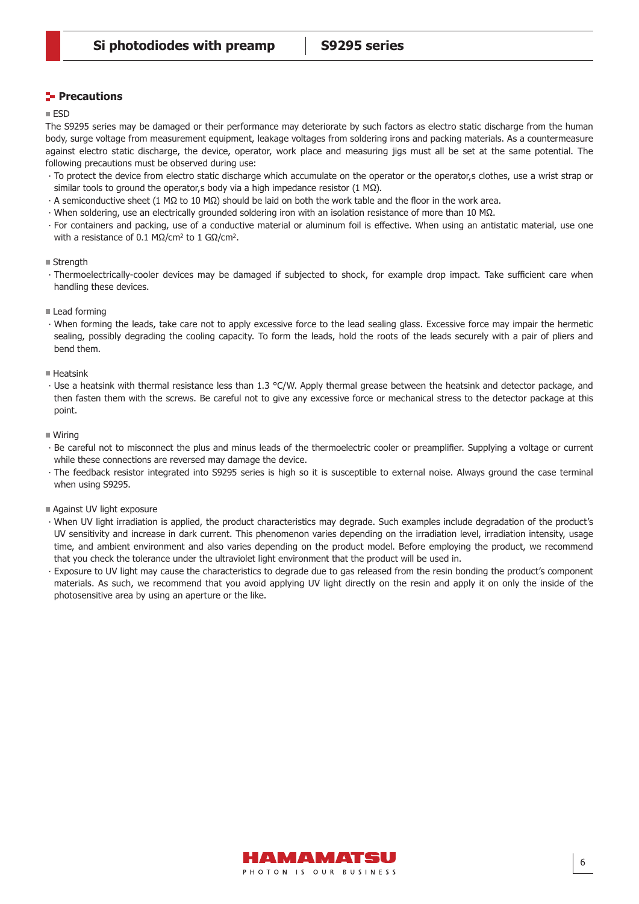## Precautions

### ESD

The S9295 series may be damaged or their performance may deteriorate by such factors as electro static discharge from the human body, surge voltage from measurement equipment, leakage voltages from soldering irons and packing materials. As a countermeasure against electro static discharge, the device, operator, work place and measuring jigs must all be set at the same potential. The following precautions must be observed during use:

- To protect the device from electro static discharge which accumulate on the operator or the operator,s clothes, use a wrist strap or similar tools to ground the operator,s body via a high impedance resistor (1 MΩ).
- A semiconductive sheet (1 MΩ to 10 MΩ) should be laid on both the work table and the floor in the work area.
- When soldering, use an electrically grounded soldering iron with an isolation resistance of more than 10 MΩ.
- For containers and packing, use of a conductive material or aluminum foil is effective. When using an antistatic material, use one with a resistance of 0.1 MΩ/cm$^2$ to 1 GΩ/cm$^2$.

### Strength

- Thermoelectrically-cooler devices may be damaged if subjected to shock, for example drop impact. Take sufficient care when handling these devices.

### Lead forming

- When forming the leads, take care not to apply excessive force to the lead sealing glass. Excessive force may impair the hermetic sealing, possibly degrading the cooling capacity. To form the leads, hold the roots of the leads securely with a pair of pliers and bend them.

### Heatsink

- Use a heatsink with thermal resistance less than 1.3 °C/W. Apply thermal grease between the heatsink and detector package, and then fasten them with the screws. Be careful not to give any excessive force or mechanical stress to the detector package at this point.

### Wiring

- Be careful not to misconnect the plus and minus leads of the thermoelectric cooler or preamplifier. Supplying a voltage or current while these connections are reversed may damage the device.
- The feedback resistor integrated into S9295 series is high so it is susceptible to external noise. Always ground the case terminal when using S9295.

### Against UV light exposure

- When UV light irradiation is applied, the product characteristics may degrade. Such examples include degradation of the product's UV sensitivity and increase in dark current. This phenomenon varies depending on the irradiation level, irradiation intensity, usage time, and ambient environment and also varies depending on the product model. Before employing the product, we recommend that you check the tolerance under the ultraviolet light environment that the product will be used in.
- Exposure to UV light may cause the characteristics to degrade due to gas released from the resin bonding the product's component materials. As such, we recommend that you avoid applying UV light directly on the resin and apply it on only the inside of the photosensitive area by using an aperture or the like.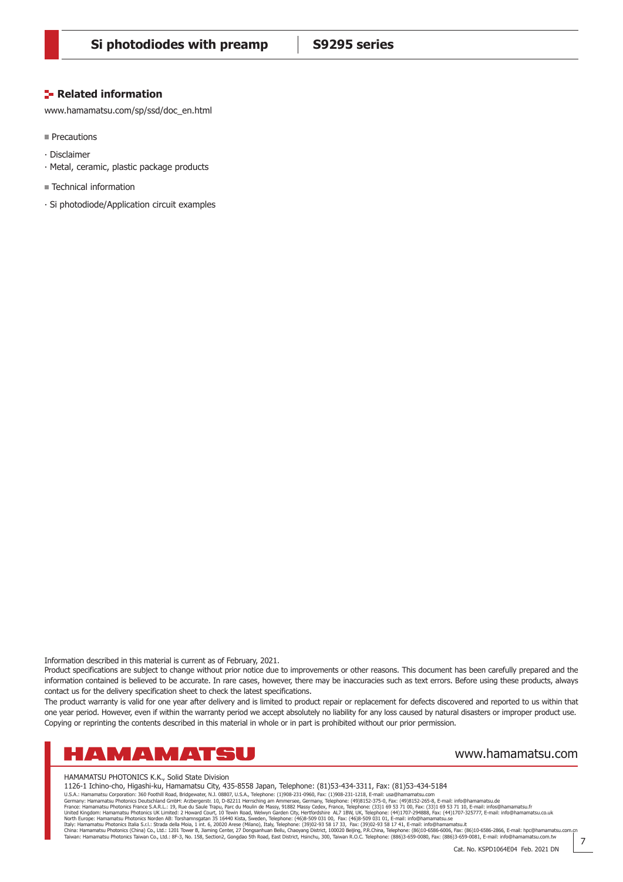## Related information

www.hamamatsu.com/sp/ssd/doc_en.html

- Precautions
  - · Disclaimer
  - · Metal, ceramic, plastic package products
- Technical information
  - · Si photodiode/Application circuit examples

Information described in this material is current as of February, 2021.

Product specifications are subject to change without prior notice due to improvements or other reasons. This document has been carefully prepared and the information contained is believed to be accurate. In rare cases, however, there may be inaccuracies such as text errors. Before using these products, always contact us for the delivery specification sheet to check the latest specifications.

The product warranty is valid for one year after delivery and is limited to product repair or replacement for defects discovered and reported to us within that one year period. However, even if within the warranty period we accept absolutely no liability for any loss caused by natural disasters or improper product use. Copying or reprinting the contents described in this material in whole or in part is prohibited without our prior permission.

**HAMAMATSU**

www.hamamatsu.com

HAMAMATSU PHOTONICS K.K., Solid State Division

1126-1 Ichino-cho, Higashi-ku, Hamamatsu City, 435-8558 Japan, Telephone: (81)53-434-3311, Fax: (81)53-434-5184

U.S.A.: Hamamatsu Corporation: 360 Foothill Road, Bridgewater, N.J. 08807, U.S.A., Telephone: (1)908-231-0960, Fax: (1)908-231-1218, E-mail: usa@hamamatsu.com
Germany: Hamamatsu Photonics Deutschland GmbH: Arzbergerstr. 10, D-82211 Herrsching am Ammersee, Germany, Telephone: (49)8152-375-0, Fax: (49)8152-265-8, E-mail: info@hamamatsu.de
France: Hamamatsu Photonics France S.A.R.L.: 19, Rue du Saule Trapu, Parc du Moulin de Massy, 91882 Massy Cedex, France, Telephone: (33)1 69 53 71 00, Fax: (33)1 69 53 71 10, E-mail: infos@hamamatsu.fr
United Kingdom: Hamamatsu Photonics UK Limited: 2 Howard Court, 10 Tewin Road, Welwyn Garden City, Hertfordshire AL7 1BW, UK, Telephone: (44)1707-294888, Fax: (44)1707-325777, E-mail: info@hamamatsu.co.uk
North Europe: Hamamatsu Photonics Norden AB: Torshamnsgatan 35 16440 Kista, Sweden, Telephone: (46)8-509 031 00, Fax: (46)8-509 031 01, E-mail: info@hamamatsu.se
Italy: Hamamatsu Photonics Italia S.r.l.: Strada della Moia, 1 int. 6, 20020 Arese (Milano), Italy, Telephone: (39)02-93 58 17 33, Fax: (39)02-93 58 17 41, E-mail: info@hamamatsu.it
China: Hamamatsu Photonics (China) Co., Ltd.: 1201 Tower B, Jiaming Center, 27 Dongsanhuan Beilu, Chaoyang District, 100020 Beijing, P.R.China, Telephone: (86)10-6586-6006, Fax: (86)10-6586-2866, E-mail: hpc@hamamatsu.com.cn
Taiwan: Hamamatsu Photonics Taiwan Co., Ltd.: 8F-3, No. 158, Section2, Gongdao 5th Road, East District, Hsinchu, 300, Taiwan R.O.C. Telephone: (886)3-659-0080, Fax: (886)3-659-0081, E-mail: info@hamamatsu.com.tw

Cat. No. KSPD1064E04 Feb. 2021 DN